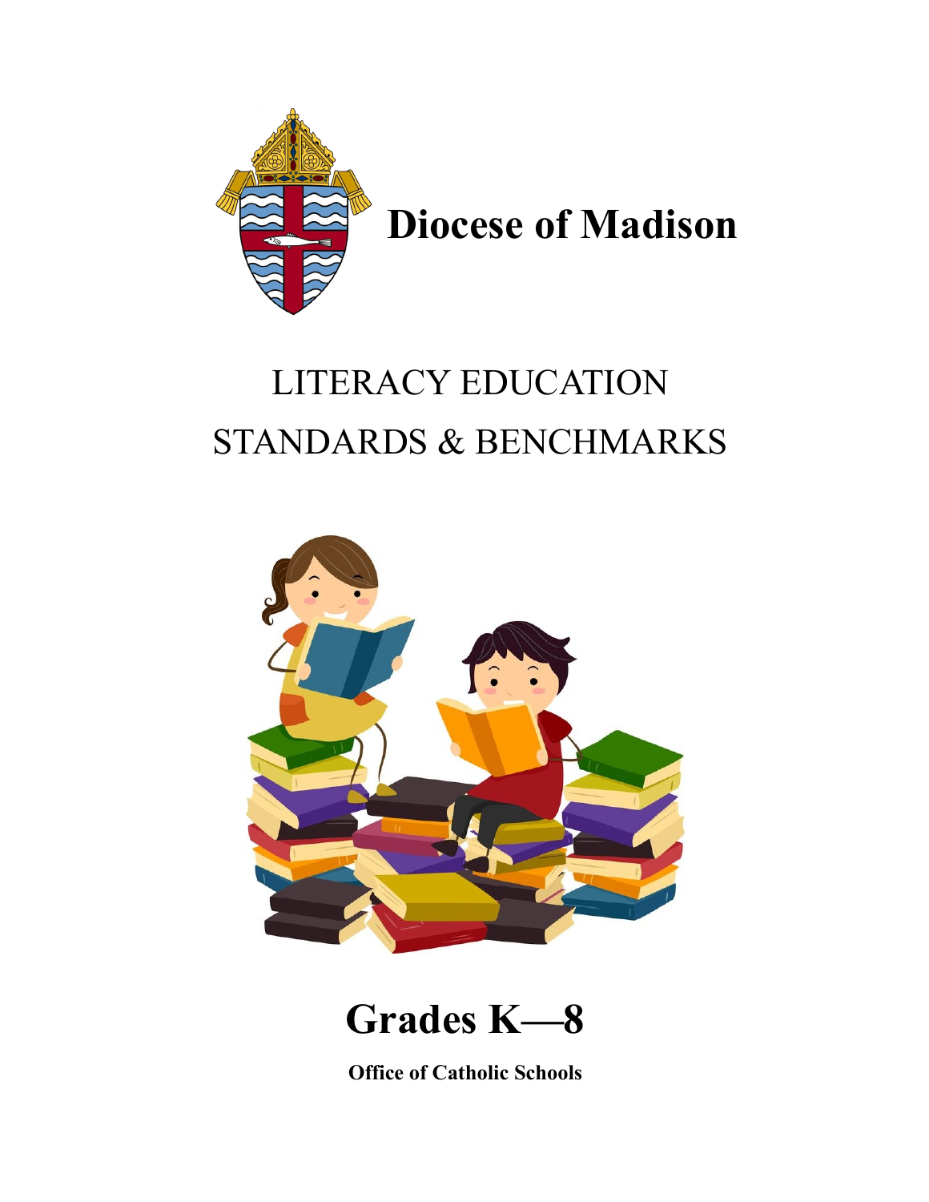# Diocese of Madison

## LITERACY EDUCATION STANDARDS & BENCHMARKS

# Grades K—8

**Office of Catholic Schools**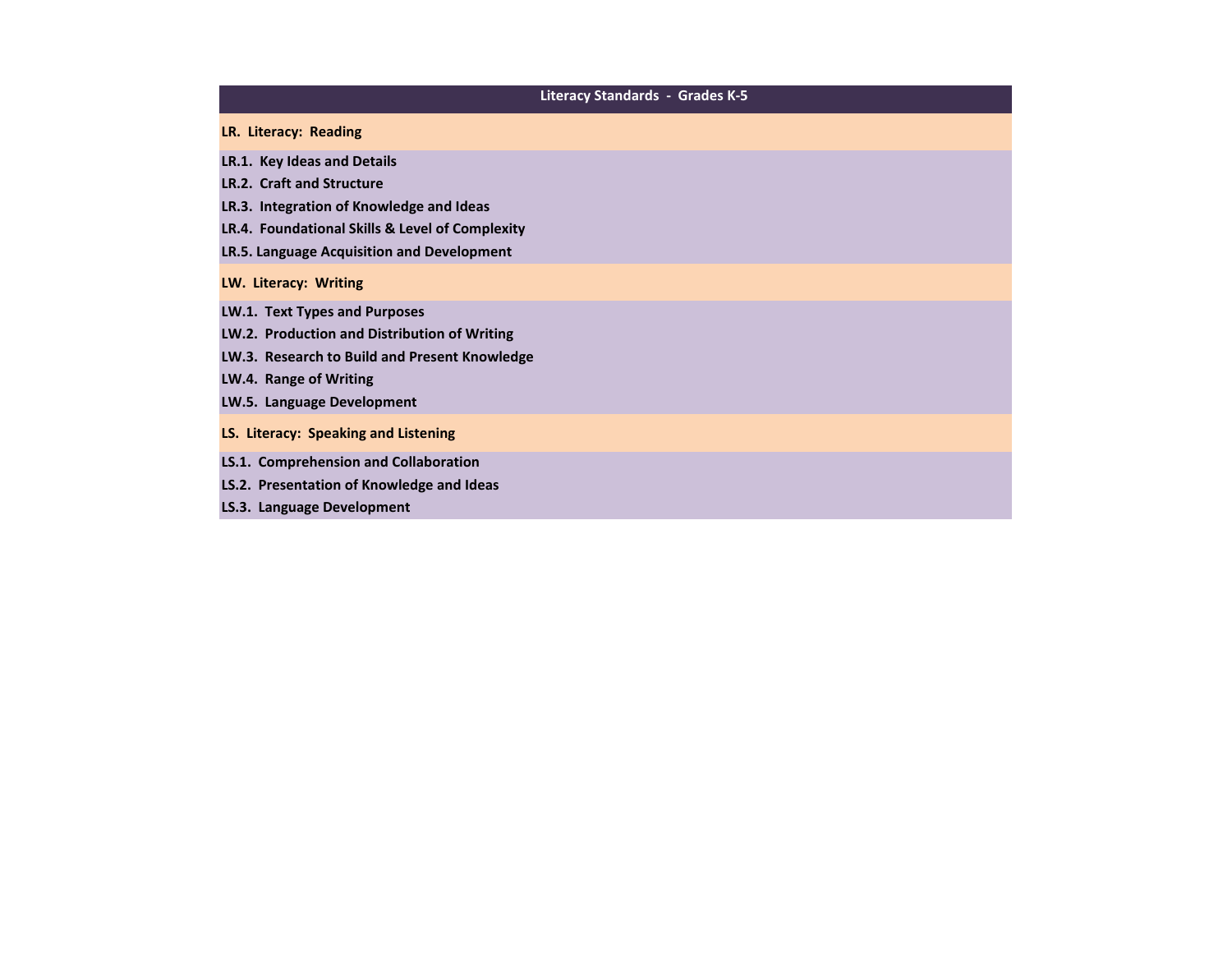| Literacy Standards - Grades K-5 |
| --- |
| **LR. Literacy: Reading** |
| **LR.1. Key Ideas and Details** |
| **LR.2. Craft and Structure** |
| **LR.3. Integration of Knowledge and Ideas** |
| **LR.4. Foundational Skills & Level of Complexity** |
| **LR.5. Language Acquisition and Development** |
| **LW. Literacy: Writing** |
| **LW.1. Text Types and Purposes** |
| **LW.2. Production and Distribution of Writing** |
| **LW.3. Research to Build and Present Knowledge** |
| **LW.4. Range of Writing** |
| **LW.5. Language Development** |
| **LS. Literacy: Speaking and Listening** |
| **LS.1. Comprehension and Collaboration** |
| **LS.2. Presentation of Knowledge and Ideas** |
| **LS.3. Language Development** |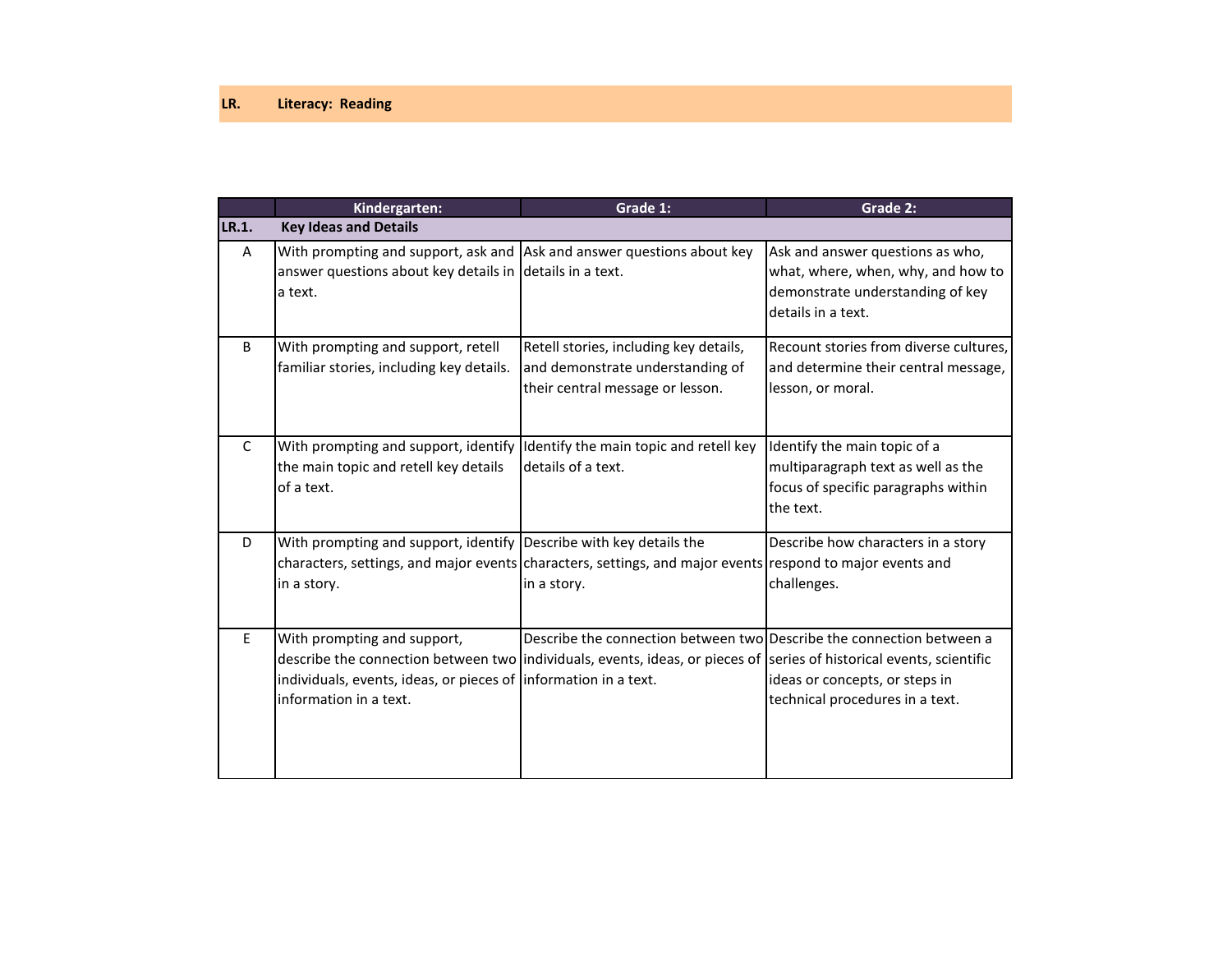## LR. Literacy: Reading

| | Kindergarten: | Grade 1: | Grade 2: |
|---|---|---|---|
| **LR.1.** | **Key Ideas and Details** | | |
| A | With prompting and support, ask and answer questions about key details in a text. | Ask and answer questions about key details in a text. | Ask and answer questions as who, what, where, when, why, and how to demonstrate understanding of key details in a text. |
| B | With prompting and support, retell familiar stories, including key details. | Retell stories, including key details, and demonstrate understanding of their central message or lesson. | Recount stories from diverse cultures, and determine their central message, lesson, or moral. |
| C | With prompting and support, identify the main topic and retell key details of a text. | Identify the main topic and retell key details of a text. | Identify the main topic of a multiparagraph text as well as the focus of specific paragraphs within the text. |
| D | With prompting and support, identify characters, settings, and major events in a story. | Describe with key details the characters, settings, and major events in a story. | Describe how characters in a story respond to major events and challenges. |
| E | With prompting and support, describe the connection between two individuals, events, ideas, or pieces of information in a text. | Describe the connection between two individuals, events, ideas, or pieces of information in a text. | Describe the connection between a series of historical events, scientific ideas or concepts, or steps in technical procedures in a text. |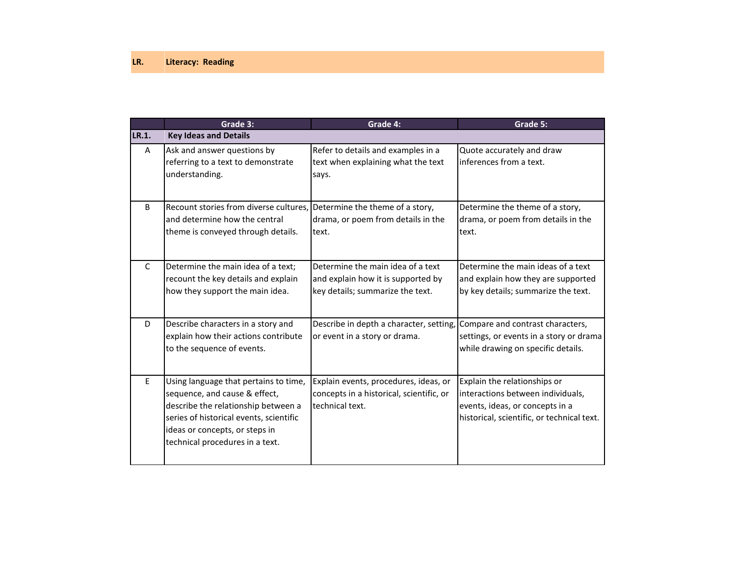## LR. Literacy: Reading

| | Grade 3: | Grade 4: | Grade 5: |
|---|---|---|---|
| **LR.1.** | **Key Ideas and Details** | | |
| A | Ask and answer questions by referring to a text to demonstrate understanding. | Refer to details and examples in a text when explaining what the text says. | Quote accurately and draw inferences from a text. |
| B | Recount stories from diverse cultures, and determine how the central theme is conveyed through details. | Determine the theme of a story, drama, or poem from details in the text. | Determine the theme of a story, drama, or poem from details in the text. |
| C | Determine the main idea of a text; recount the key details and explain how they support the main idea. | Determine the main idea of a text and explain how it is supported by key details; summarize the text. | Determine the main ideas of a text and explain how they are supported by key details; summarize the text. |
| D | Describe characters in a story and explain how their actions contribute to the sequence of events. | Describe in depth a character, setting, or event in a story or drama. | Compare and contrast characters, settings, or events in a story or drama while drawing on specific details. |
| E | Using language that pertains to time, sequence, and cause & effect, describe the relationship between a series of historical events, scientific ideas or concepts, or steps in technical procedures in a text. | Explain events, procedures, ideas, or concepts in a historical, scientific, or technical text. | Explain the relationships or interactions between individuals, events, ideas, or concepts in a historical, scientific, or technical text. |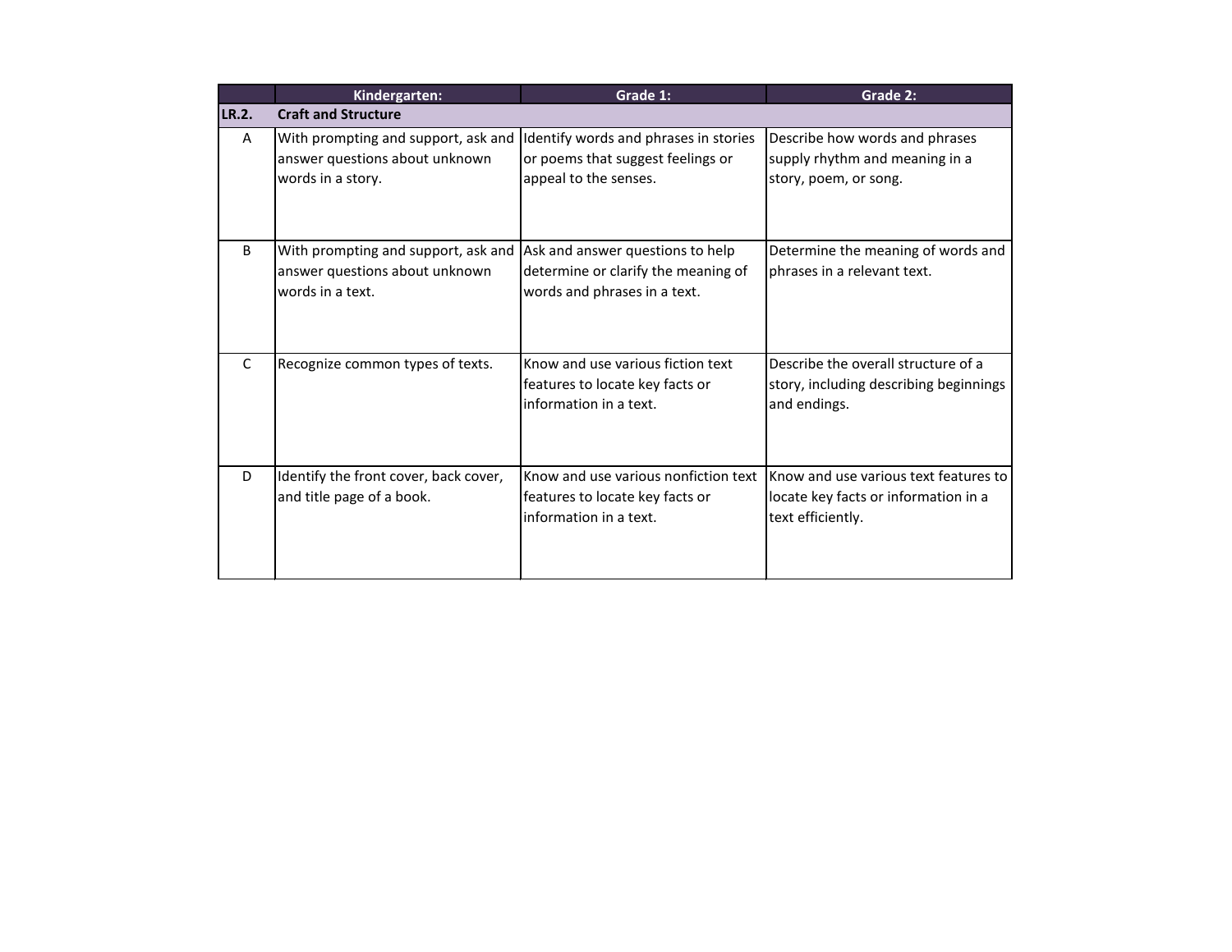| | Kindergarten: | Grade 1: | Grade 2: |
|---|---|---|---|
| **LR.2.** | **Craft and Structure** | | |
| A | With prompting and support, ask and answer questions about unknown words in a story. | Identify words and phrases in stories or poems that suggest feelings or appeal to the senses. | Describe how words and phrases supply rhythm and meaning in a story, poem, or song. |
| B | With prompting and support, ask and answer questions about unknown words in a text. | Ask and answer questions to help determine or clarify the meaning of words and phrases in a text. | Determine the meaning of words and phrases in a relevant text. |
| C | Recognize common types of texts. | Know and use various fiction text features to locate key facts or information in a text. | Describe the overall structure of a story, including describing beginnings and endings. |
| D | Identify the front cover, back cover, and title page of a book. | Know and use various nonfiction text features to locate key facts or information in a text. | Know and use various text features to locate key facts or information in a text efficiently. |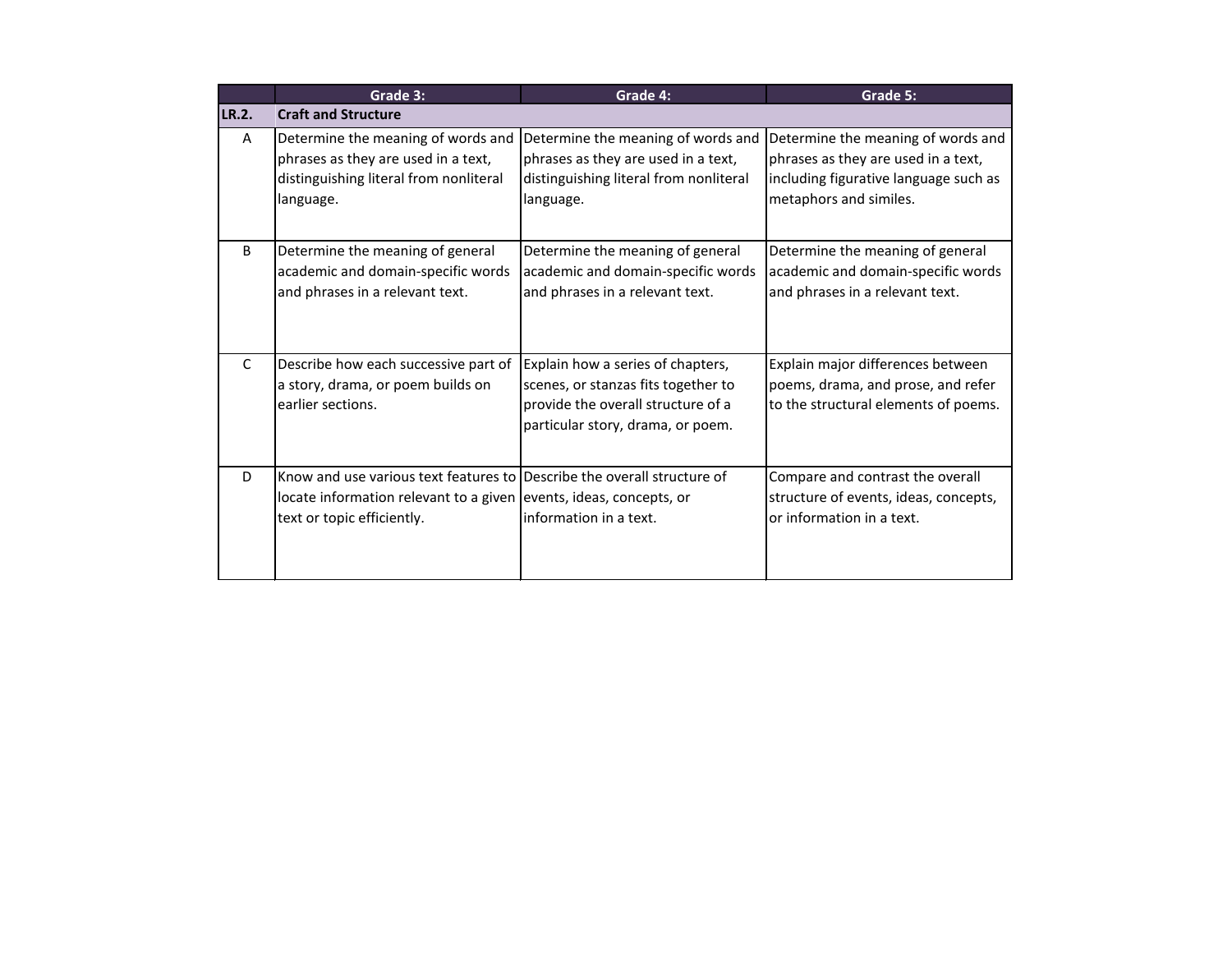| | Grade 3: | Grade 4: | Grade 5: |
|---|---|---|---|
| **LR.2.** | **Craft and Structure** | | |
| A | Determine the meaning of words and phrases as they are used in a text, distinguishing literal from nonliteral language. | Determine the meaning of words and phrases as they are used in a text, distinguishing literal from nonliteral language. | Determine the meaning of words and phrases as they are used in a text, including figurative language such as metaphors and similes. |
| B | Determine the meaning of general academic and domain-specific words and phrases in a relevant text. | Determine the meaning of general academic and domain-specific words and phrases in a relevant text. | Determine the meaning of general academic and domain-specific words and phrases in a relevant text. |
| C | Describe how each successive part of a story, drama, or poem builds on earlier sections. | Explain how a series of chapters, scenes, or stanzas fits together to provide the overall structure of a particular story, drama, or poem. | Explain major differences between poems, drama, and prose, and refer to the structural elements of poems. |
| D | Know and use various text features to locate information relevant to a given text or topic efficiently. | Describe the overall structure of events, ideas, concepts, or information in a text. | Compare and contrast the overall structure of events, ideas, concepts, or information in a text. |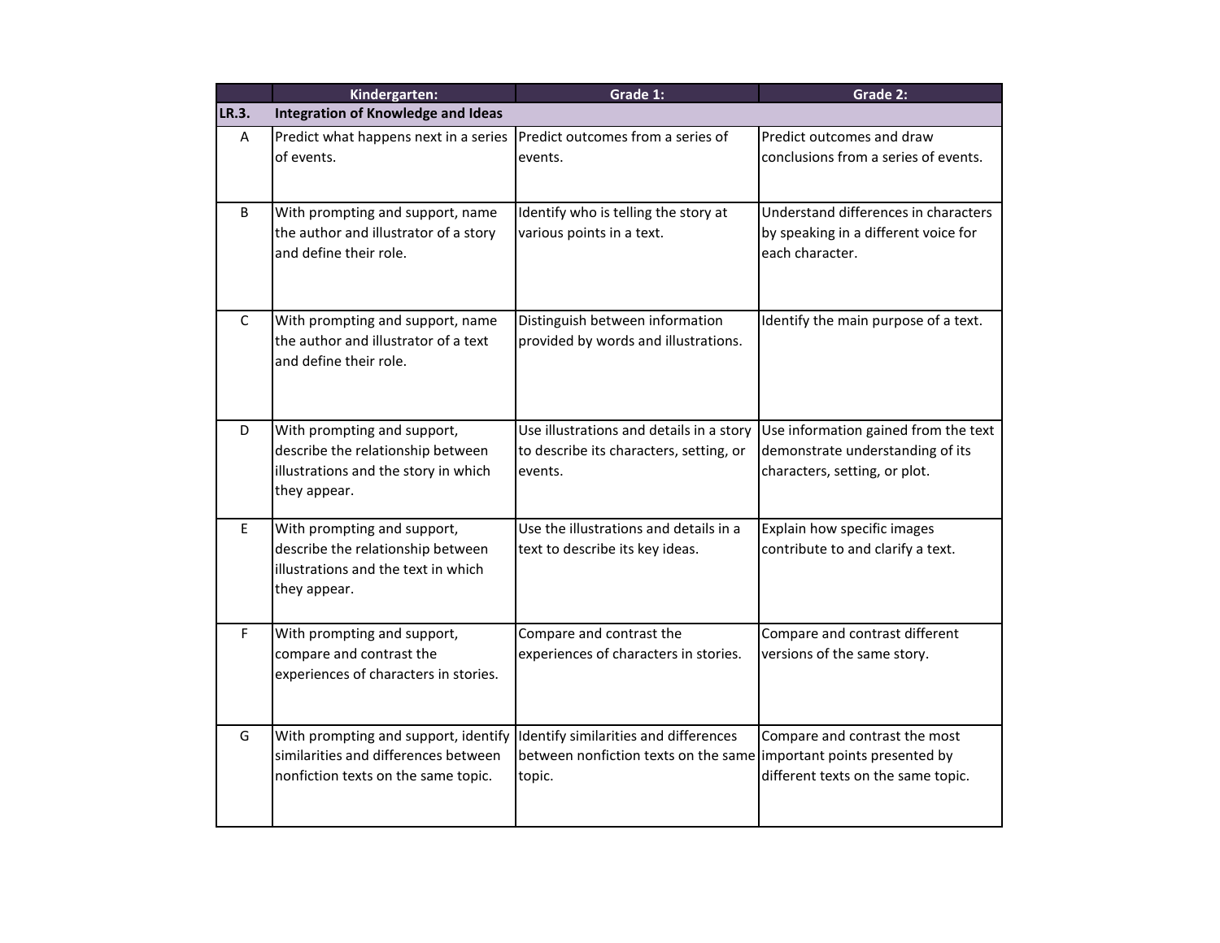| | Kindergarten: | Grade 1: | Grade 2: |
|---|---|---|---|
| **LR.3.** | **Integration of Knowledge and Ideas** | | |
| A | Predict what happens next in a series of events. | Predict outcomes from a series of events. | Predict outcomes and draw conclusions from a series of events. |
| B | With prompting and support, name the author and illustrator of a story and define their role. | Identify who is telling the story at various points in a text. | Understand differences in characters by speaking in a different voice for each character. |
| C | With prompting and support, name the author and illustrator of a text and define their role. | Distinguish between information provided by words and illustrations. | Identify the main purpose of a text. |
| D | With prompting and support, describe the relationship between illustrations and the story in which they appear. | Use illustrations and details in a story to describe its characters, setting, or events. | Use information gained from the text demonstrate understanding of its characters, setting, or plot. |
| E | With prompting and support, describe the relationship between illustrations and the text in which they appear. | Use the illustrations and details in a text to describe its key ideas. | Explain how specific images contribute to and clarify a text. |
| F | With prompting and support, compare and contrast the experiences of characters in stories. | Compare and contrast the experiences of characters in stories. | Compare and contrast different versions of the same story. |
| G | With prompting and support, identify similarities and differences between nonfiction texts on the same topic. | Identify similarities and differences between nonfiction texts on the same topic. | Compare and contrast the most important points presented by different texts on the same topic. |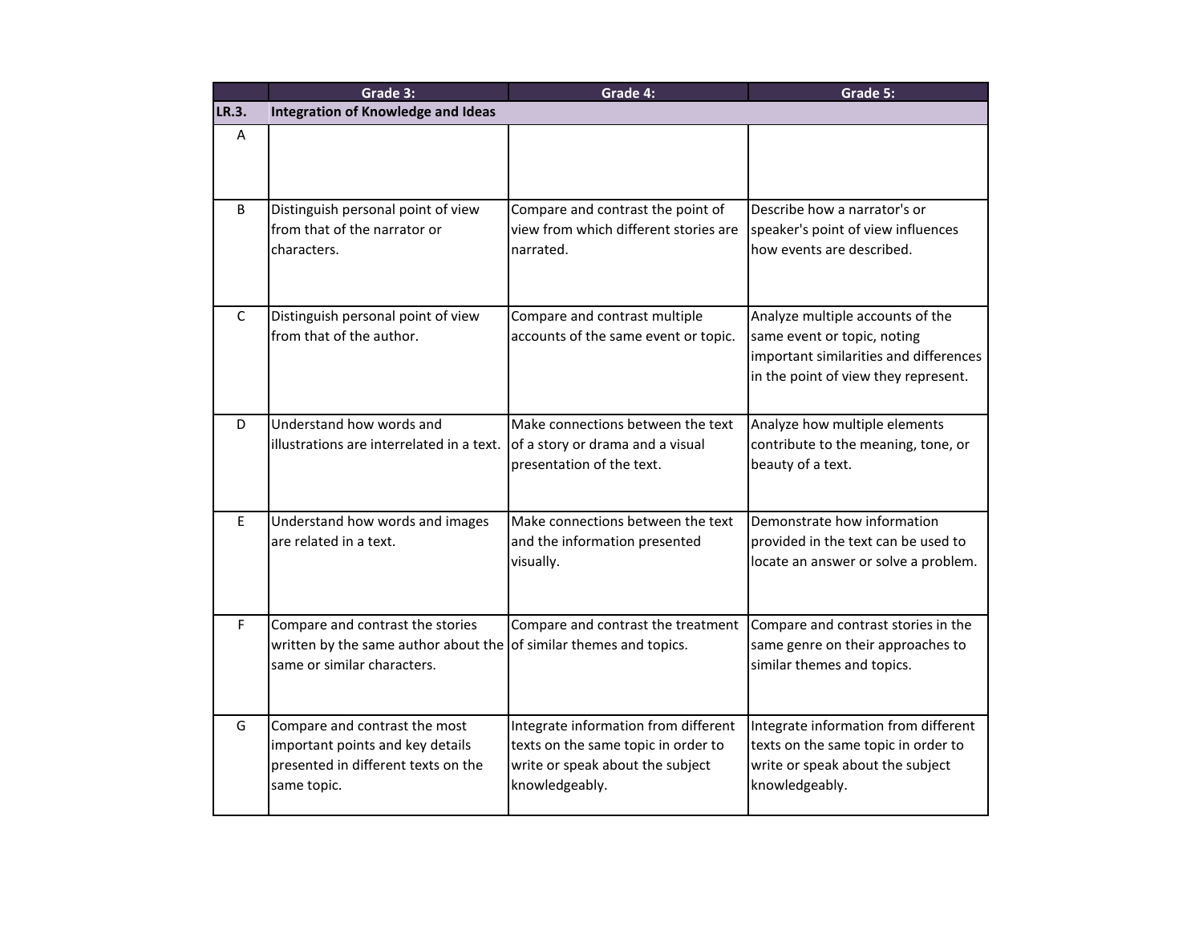| | Grade 3: | Grade 4: | Grade 5: |
|---|---|---|---|
| **LR.3.** | **Integration of Knowledge and Ideas** | | |
| A | | | |
| B | Distinguish personal point of view from that of the narrator or characters. | Compare and contrast the point of view from which different stories are narrated. | Describe how a narrator's or speaker's point of view influences how events are described. |
| C | Distinguish personal point of view from that of the author. | Compare and contrast multiple accounts of the same event or topic. | Analyze multiple accounts of the same event or topic, noting important similarities and differences in the point of view they represent. |
| D | Understand how words and illustrations are interrelated in a text. | Make connections between the text of a story or drama and a visual presentation of the text. | Analyze how multiple elements contribute to the meaning, tone, or beauty of a text. |
| E | Understand how words and images are related in a text. | Make connections between the text and the information presented visually. | Demonstrate how information provided in the text can be used to locate an answer or solve a problem. |
| F | Compare and contrast the stories written by the same author about the same or similar characters. | Compare and contrast the treatment of similar themes and topics. | Compare and contrast stories in the same genre on their approaches to similar themes and topics. |
| G | Compare and contrast the most important points and key details presented in different texts on the same topic. | Integrate information from different texts on the same topic in order to write or speak about the subject knowledgeably. | Integrate information from different texts on the same topic in order to write or speak about the subject knowledgeably. |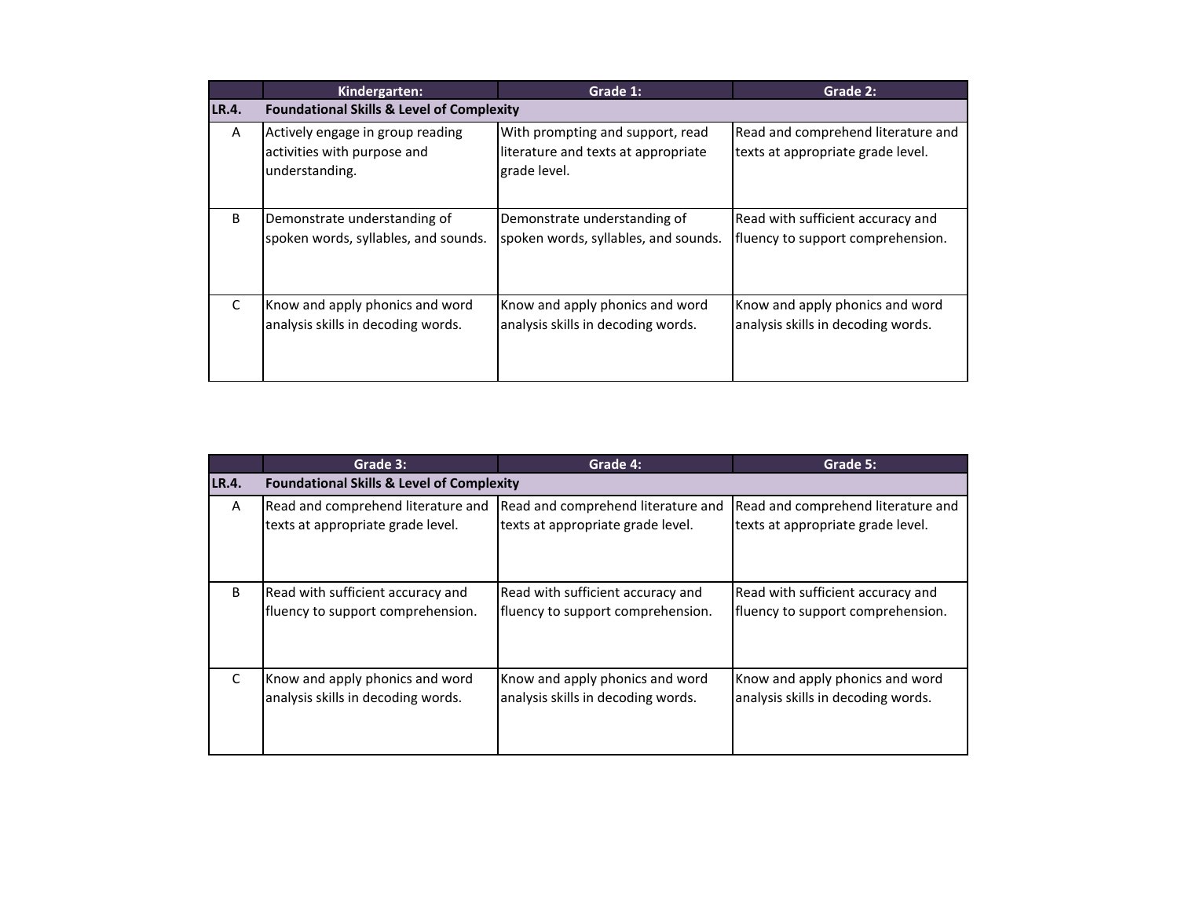| | Kindergarten: | Grade 1: | Grade 2: |
| --- | --- | --- | --- |
| **LR.4.** | **Foundational Skills & Level of Complexity** | | |
| A | Actively engage in group reading activities with purpose and understanding. | With prompting and support, read literature and texts at appropriate grade level. | Read and comprehend literature and texts at appropriate grade level. |
| B | Demonstrate understanding of spoken words, syllables, and sounds. | Demonstrate understanding of spoken words, syllables, and sounds. | Read with sufficient accuracy and fluency to support comprehension. |
| C | Know and apply phonics and word analysis skills in decoding words. | Know and apply phonics and word analysis skills in decoding words. | Know and apply phonics and word analysis skills in decoding words. |

| | Grade 3: | Grade 4: | Grade 5: |
| --- | --- | --- | --- |
| **LR.4.** | **Foundational Skills & Level of Complexity** | | |
| A | Read and comprehend literature and texts at appropriate grade level. | Read and comprehend literature and texts at appropriate grade level. | Read and comprehend literature and texts at appropriate grade level. |
| B | Read with sufficient accuracy and fluency to support comprehension. | Read with sufficient accuracy and fluency to support comprehension. | Read with sufficient accuracy and fluency to support comprehension. |
| C | Know and apply phonics and word analysis skills in decoding words. | Know and apply phonics and word analysis skills in decoding words. | Know and apply phonics and word analysis skills in decoding words. |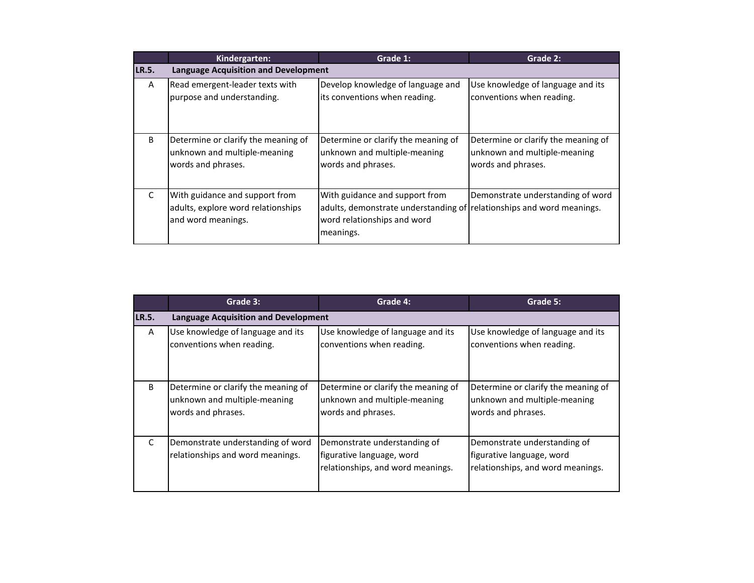| | Kindergarten: | Grade 1: | Grade 2: |
|---|---|---|---|
| **LR.5.** | **Language Acquisition and Development** | | |
| A | Read emergent-leader texts with purpose and understanding. | Develop knowledge of language and its conventions when reading. | Use knowledge of language and its conventions when reading. |
| B | Determine or clarify the meaning of unknown and multiple-meaning words and phrases. | Determine or clarify the meaning of unknown and multiple-meaning words and phrases. | Determine or clarify the meaning of unknown and multiple-meaning words and phrases. |
| C | With guidance and support from adults, explore word relationships and word meanings. | With guidance and support from adults, demonstrate understanding of word relationships and word meanings. | Demonstrate understanding of word relationships and word meanings. |

| | Grade 3: | Grade 4: | Grade 5: |
|---|---|---|---|
| **LR.5.** | **Language Acquisition and Development** | | |
| A | Use knowledge of language and its conventions when reading. | Use knowledge of language and its conventions when reading. | Use knowledge of language and its conventions when reading. |
| B | Determine or clarify the meaning of unknown and multiple-meaning words and phrases. | Determine or clarify the meaning of unknown and multiple-meaning words and phrases. | Determine or clarify the meaning of unknown and multiple-meaning words and phrases. |
| C | Demonstrate understanding of word relationships and word meanings. | Demonstrate understanding of figurative language, word relationships, and word meanings. | Demonstrate understanding of figurative language, word relationships, and word meanings. |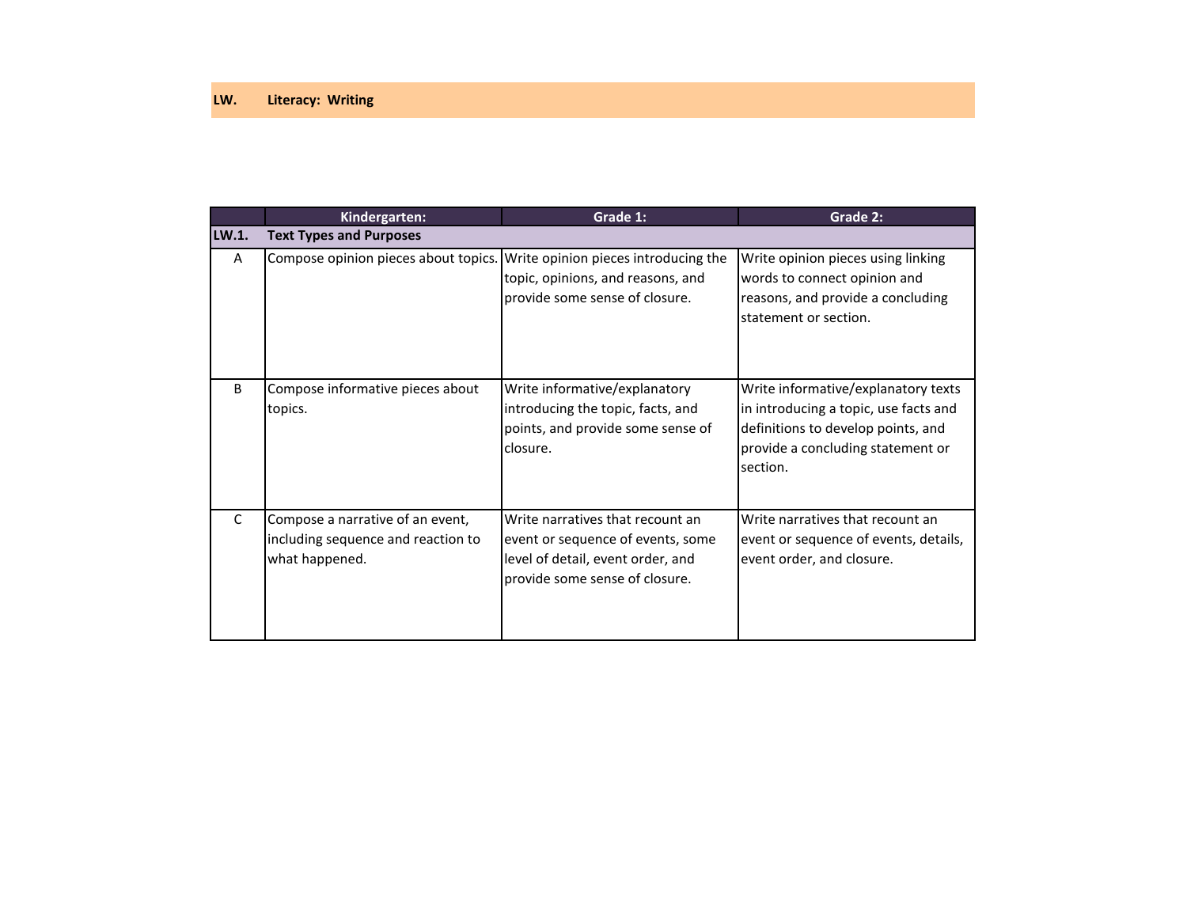## LW. Literacy: Writing

| | Kindergarten: | Grade 1: | Grade 2: |
|---|---|---|---|
| **LW.1.** | **Text Types and Purposes** | | |
| A | Compose opinion pieces about topics. | Write opinion pieces introducing the topic, opinions, and reasons, and provide some sense of closure. | Write opinion pieces using linking words to connect opinion and reasons, and provide a concluding statement or section. |
| B | Compose informative pieces about topics. | Write informative/explanatory introducing the topic, facts, and points, and provide some sense of closure. | Write informative/explanatory texts in introducing a topic, use facts and definitions to develop points, and provide a concluding statement or section. |
| C | Compose a narrative of an event, including sequence and reaction to what happened. | Write narratives that recount an event or sequence of events, some level of detail, event order, and provide some sense of closure. | Write narratives that recount an event or sequence of events, details, event order, and closure. |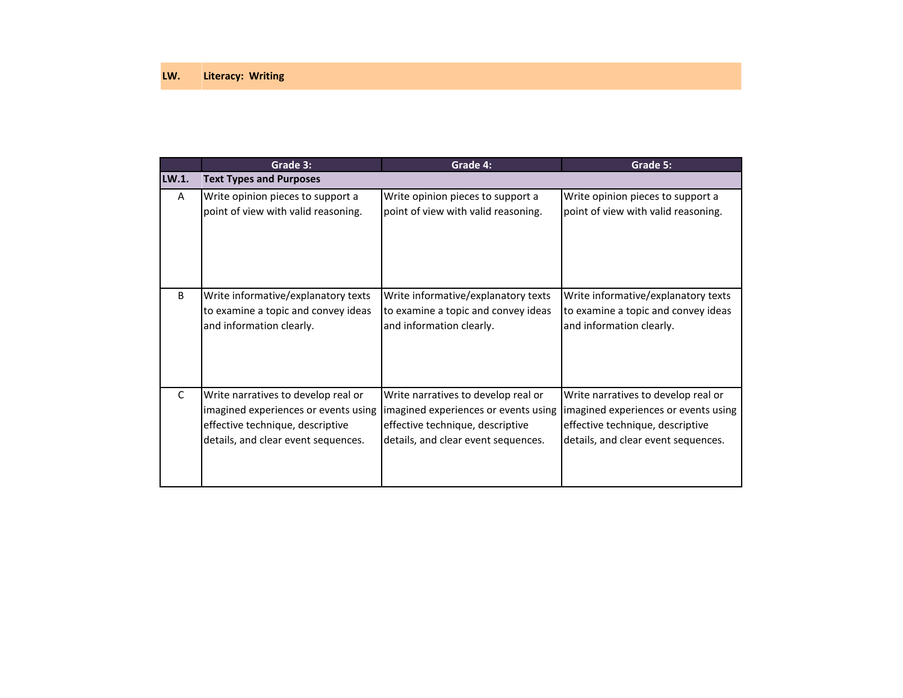**LW. Literacy: Writing**

| | Grade 3: | Grade 4: | Grade 5: |
|---|---|---|---|
| **LW.1.** | **Text Types and Purposes** | | |
| A | Write opinion pieces to support a point of view with valid reasoning. | Write opinion pieces to support a point of view with valid reasoning. | Write opinion pieces to support a point of view with valid reasoning. |
| B | Write informative/explanatory texts to examine a topic and convey ideas and information clearly. | Write informative/explanatory texts to examine a topic and convey ideas and information clearly. | Write informative/explanatory texts to examine a topic and convey ideas and information clearly. |
| C | Write narratives to develop real or imagined experiences or events using effective technique, descriptive details, and clear event sequences. | Write narratives to develop real or imagined experiences or events using effective technique, descriptive details, and clear event sequences. | Write narratives to develop real or imagined experiences or events using effective technique, descriptive details, and clear event sequences. |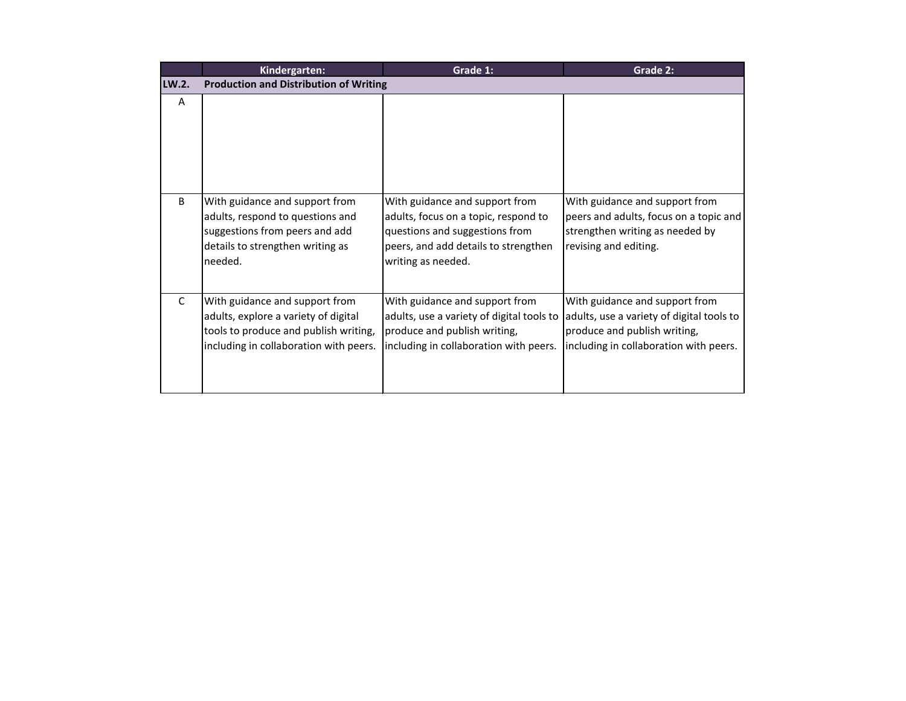| | Kindergarten: | Grade 1: | Grade 2: |
| --- | --- | --- | --- |
| **LW.2.** | **Production and Distribution of Writing** | | |
| A | | | |
| B | With guidance and support from adults, respond to questions and suggestions from peers and add details to strengthen writing as needed. | With guidance and support from adults, focus on a topic, respond to questions and suggestions from peers, and add details to strengthen writing as needed. | With guidance and support from peers and adults, focus on a topic and strengthen writing as needed by revising and editing. |
| C | With guidance and support from adults, explore a variety of digital tools to produce and publish writing, including in collaboration with peers. | With guidance and support from adults, use a variety of digital tools to produce and publish writing, including in collaboration with peers. | With guidance and support from adults, use a variety of digital tools to produce and publish writing, including in collaboration with peers. |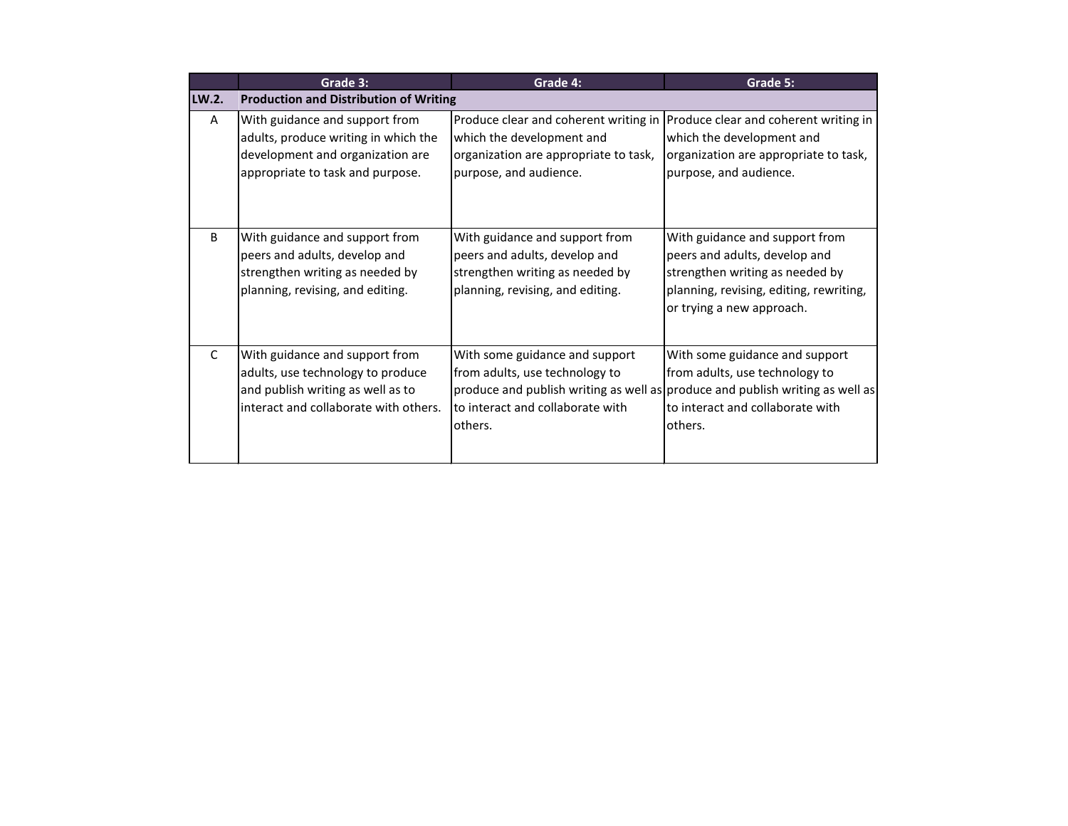| | Grade 3: | Grade 4: | Grade 5: |
|---|---|---|---|
| **LW.2.** | **Production and Distribution of Writing** | | |
| A | With guidance and support from adults, produce writing in which the development and organization are appropriate to task and purpose. | Produce clear and coherent writing in which the development and organization are appropriate to task, purpose, and audience. | Produce clear and coherent writing in which the development and organization are appropriate to task, purpose, and audience. |
| B | With guidance and support from peers and adults, develop and strengthen writing as needed by planning, revising, and editing. | With guidance and support from peers and adults, develop and strengthen writing as needed by planning, revising, and editing. | With guidance and support from peers and adults, develop and strengthen writing as needed by planning, revising, editing, rewriting, or trying a new approach. |
| C | With guidance and support from adults, use technology to produce and publish writing as well as to interact and collaborate with others. | With some guidance and support from adults, use technology to produce and publish writing as well as to interact and collaborate with others. | With some guidance and support from adults, use technology to produce and publish writing as well as to interact and collaborate with others. |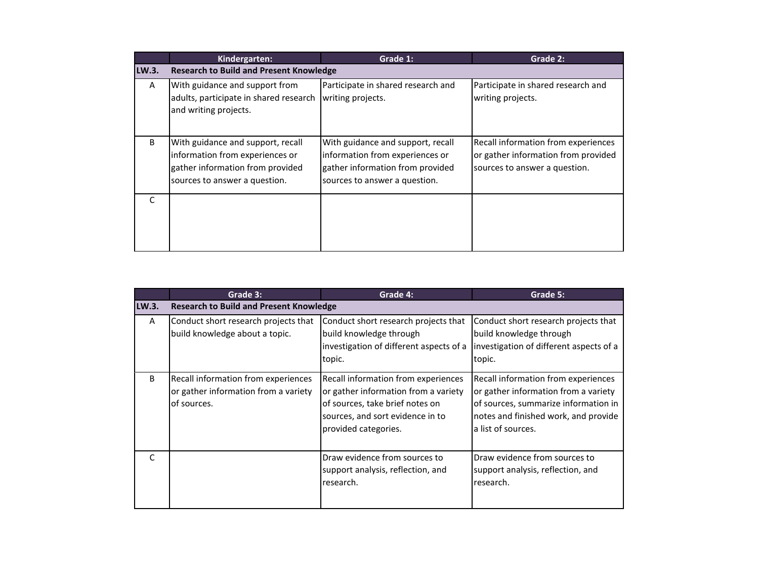| | Kindergarten: | Grade 1: | Grade 2: |
|---|---|---|---|
| **LW.3.** | **Research to Build and Present Knowledge** | | |
| A | With guidance and support from adults, participate in shared research and writing projects. | Participate in shared research and writing projects. | Participate in shared research and writing projects. |
| B | With guidance and support, recall information from experiences or gather information from provided sources to answer a question. | With guidance and support, recall information from experiences or gather information from provided sources to answer a question. | Recall information from experiences or gather information from provided sources to answer a question. |
| C | | | |

| | Grade 3: | Grade 4: | Grade 5: |
|---|---|---|---|
| **LW.3.** | **Research to Build and Present Knowledge** | | |
| A | Conduct short research projects that build knowledge about a topic. | Conduct short research projects that build knowledge through investigation of different aspects of a topic. | Conduct short research projects that build knowledge through investigation of different aspects of a topic. |
| B | Recall information from experiences or gather information from a variety of sources. | Recall information from experiences or gather information from a variety of sources, take brief notes on sources, and sort evidence in to provided categories. | Recall information from experiences or gather information from a variety of sources, summarize information in notes and finished work, and provide a list of sources. |
| C | | Draw evidence from sources to support analysis, reflection, and research. | Draw evidence from sources to support analysis, reflection, and research. |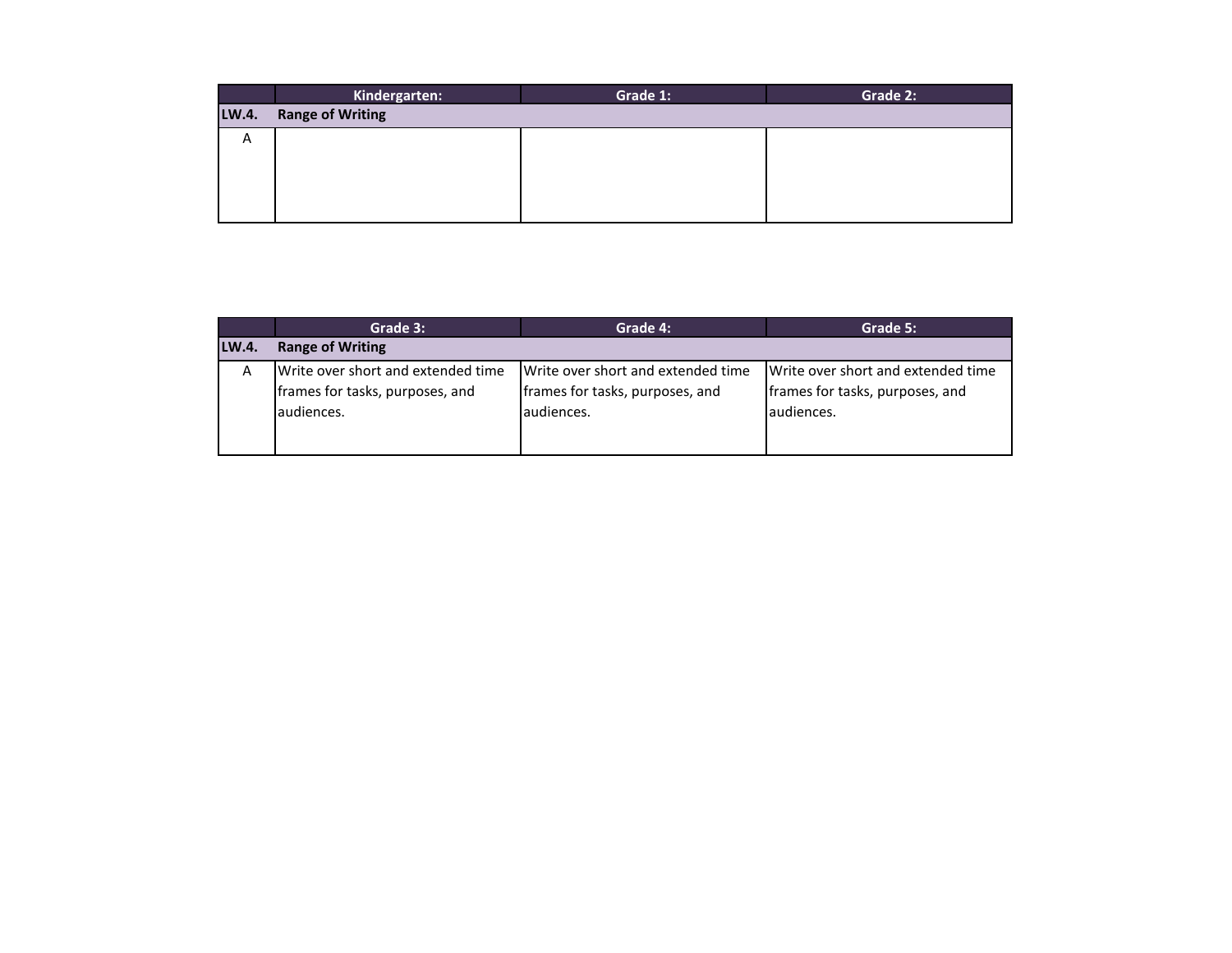| | Kindergarten: | Grade 1: | Grade 2: |
|---|---|---|---|
| **LW.4.** | **Range of Writing** | | |
| A | | | |

| | Grade 3: | Grade 4: | Grade 5: |
|---|---|---|---|
| **LW.4.** | **Range of Writing** | | |
| A | Write over short and extended time frames for tasks, purposes, and audiences. | Write over short and extended time frames for tasks, purposes, and audiences. | Write over short and extended time frames for tasks, purposes, and audiences. |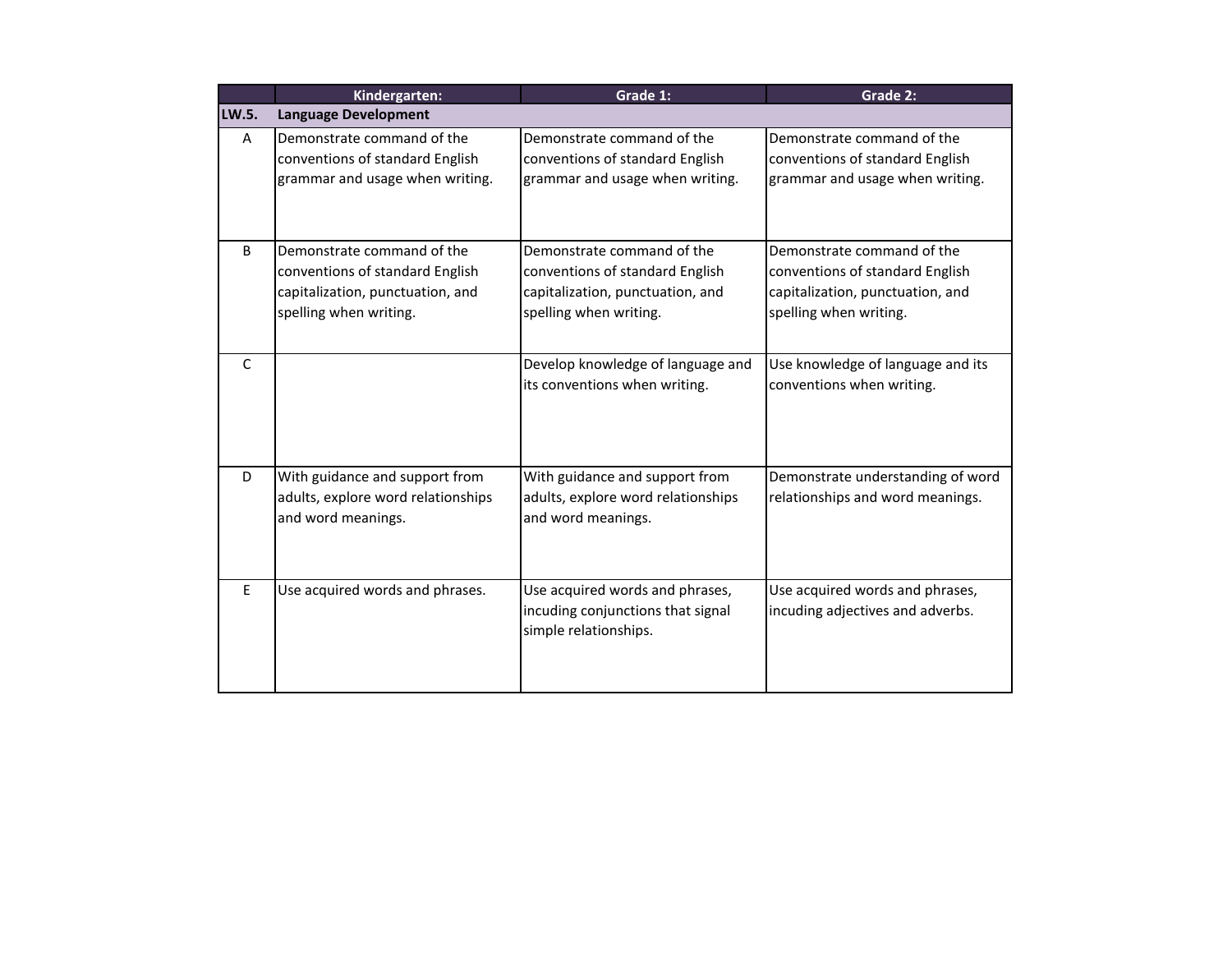| | Kindergarten: | Grade 1: | Grade 2: |
|---|---|---|---|
| **LW.5.** | **Language Development** | | |
| A | Demonstrate command of the conventions of standard English grammar and usage when writing. | Demonstrate command of the conventions of standard English grammar and usage when writing. | Demonstrate command of the conventions of standard English grammar and usage when writing. |
| B | Demonstrate command of the conventions of standard English capitalization, punctuation, and spelling when writing. | Demonstrate command of the conventions of standard English capitalization, punctuation, and spelling when writing. | Demonstrate command of the conventions of standard English capitalization, punctuation, and spelling when writing. |
| C | | Develop knowledge of language and its conventions when writing. | Use knowledge of language and its conventions when writing. |
| D | With guidance and support from adults, explore word relationships and word meanings. | With guidance and support from adults, explore word relationships and word meanings. | Demonstrate understanding of word relationships and word meanings. |
| E | Use acquired words and phrases. | Use acquired words and phrases, incuding conjunctions that signal simple relationships. | Use acquired words and phrases, incuding adjectives and adverbs. |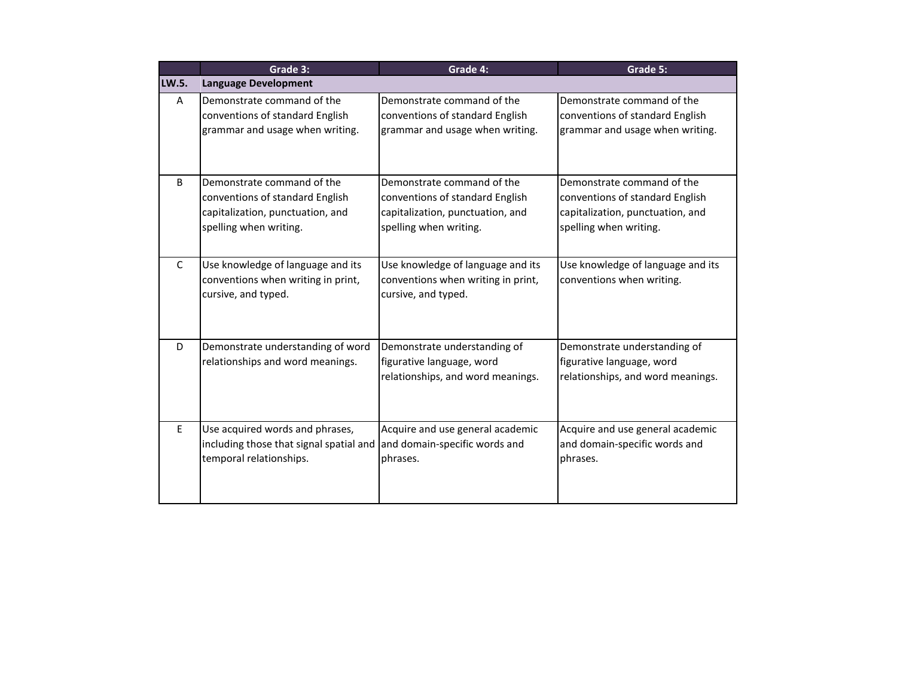| | Grade 3: | Grade 4: | Grade 5: |
|---|---|---|---|
| **LW.5.** | **Language Development** | | |
| A | Demonstrate command of the conventions of standard English grammar and usage when writing. | Demonstrate command of the conventions of standard English grammar and usage when writing. | Demonstrate command of the conventions of standard English grammar and usage when writing. |
| B | Demonstrate command of the conventions of standard English capitalization, punctuation, and spelling when writing. | Demonstrate command of the conventions of standard English capitalization, punctuation, and spelling when writing. | Demonstrate command of the conventions of standard English capitalization, punctuation, and spelling when writing. |
| C | Use knowledge of language and its conventions when writing in print, cursive, and typed. | Use knowledge of language and its conventions when writing in print, cursive, and typed. | Use knowledge of language and its conventions when writing. |
| D | Demonstrate understanding of word relationships and word meanings. | Demonstrate understanding of figurative language, word relationships, and word meanings. | Demonstrate understanding of figurative language, word relationships, and word meanings. |
| E | Use acquired words and phrases, including those that signal spatial and temporal relationships. | Acquire and use general academic and domain-specific words and phrases. | Acquire and use general academic and domain-specific words and phrases. |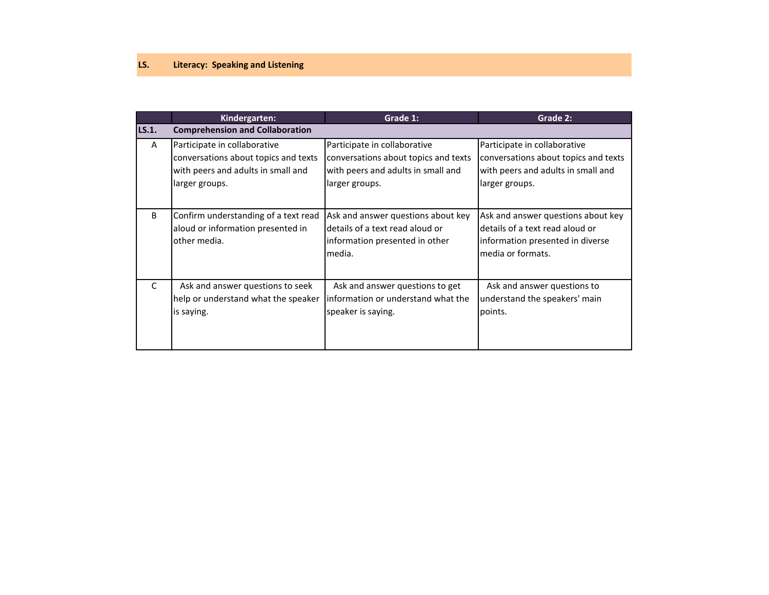**LS. Literacy: Speaking and Listening**

| | Kindergarten: | Grade 1: | Grade 2: |
|---|---|---|---|
| **LS.1.** | **Comprehension and Collaboration** | | |
| A | Participate in collaborative conversations about topics and texts with peers and adults in small and larger groups. | Participate in collaborative conversations about topics and texts with peers and adults in small and larger groups. | Participate in collaborative conversations about topics and texts with peers and adults in small and larger groups. |
| B | Confirm understanding of a text read aloud or information presented in other media. | Ask and answer questions about key details of a text read aloud or information presented in other media. | Ask and answer questions about key details of a text read aloud or information presented in diverse media or formats. |
| C | Ask and answer questions to seek help or understand what the speaker is saying. | Ask and answer questions to get information or understand what the speaker is saying. | Ask and answer questions to understand the speakers' main points. |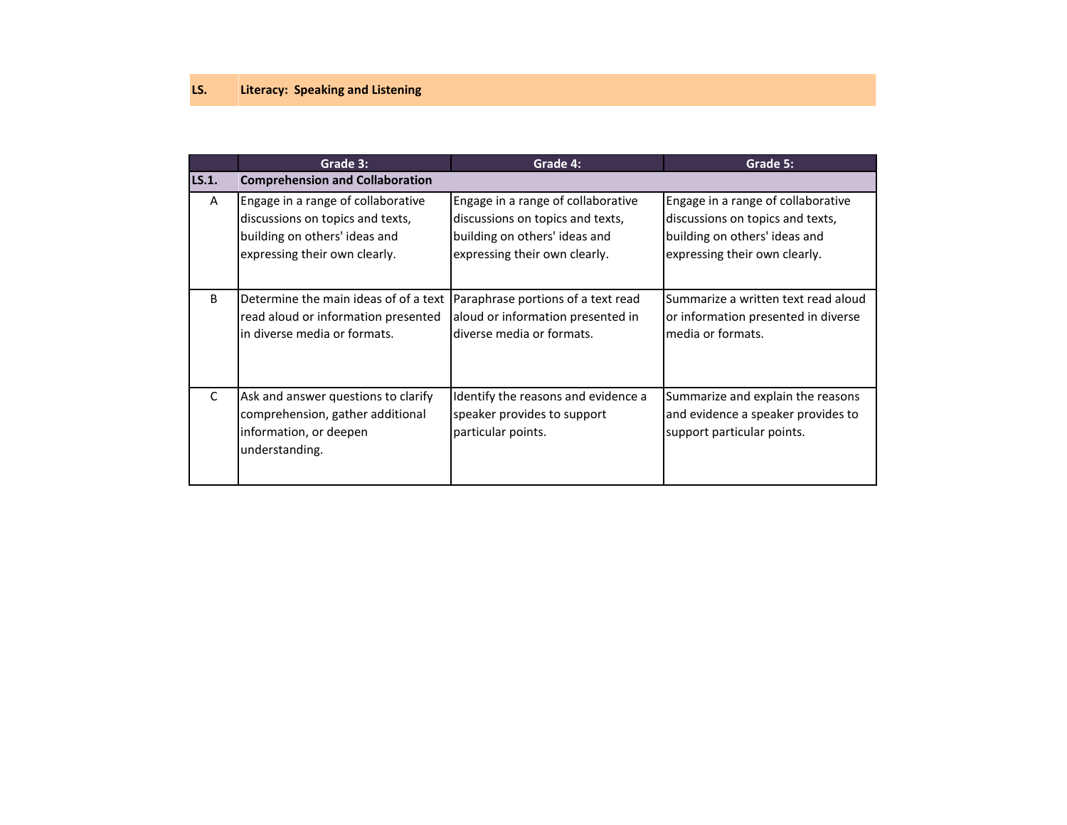| **LS.** | **Literacy: Speaking and Listening** |
|---|---|

| | **Grade 3:** | **Grade 4:** | **Grade 5:** |
|---|---|---|---|
| **LS.1.** | **Comprehension and Collaboration** | | |
| A | Engage in a range of collaborative discussions on topics and texts, building on others' ideas and expressing their own clearly. | Engage in a range of collaborative discussions on topics and texts, building on others' ideas and expressing their own clearly. | Engage in a range of collaborative discussions on topics and texts, building on others' ideas and expressing their own clearly. |
| B | Determine the main ideas of of a text read aloud or information presented in diverse media or formats. | Paraphrase portions of a text read aloud or information presented in diverse media or formats. | Summarize a written text read aloud or information presented in diverse media or formats. |
| C | Ask and answer questions to clarify comprehension, gather additional information, or deepen understanding. | Identify the reasons and evidence a speaker provides to support particular points. | Summarize and explain the reasons and evidence a speaker provides to support particular points. |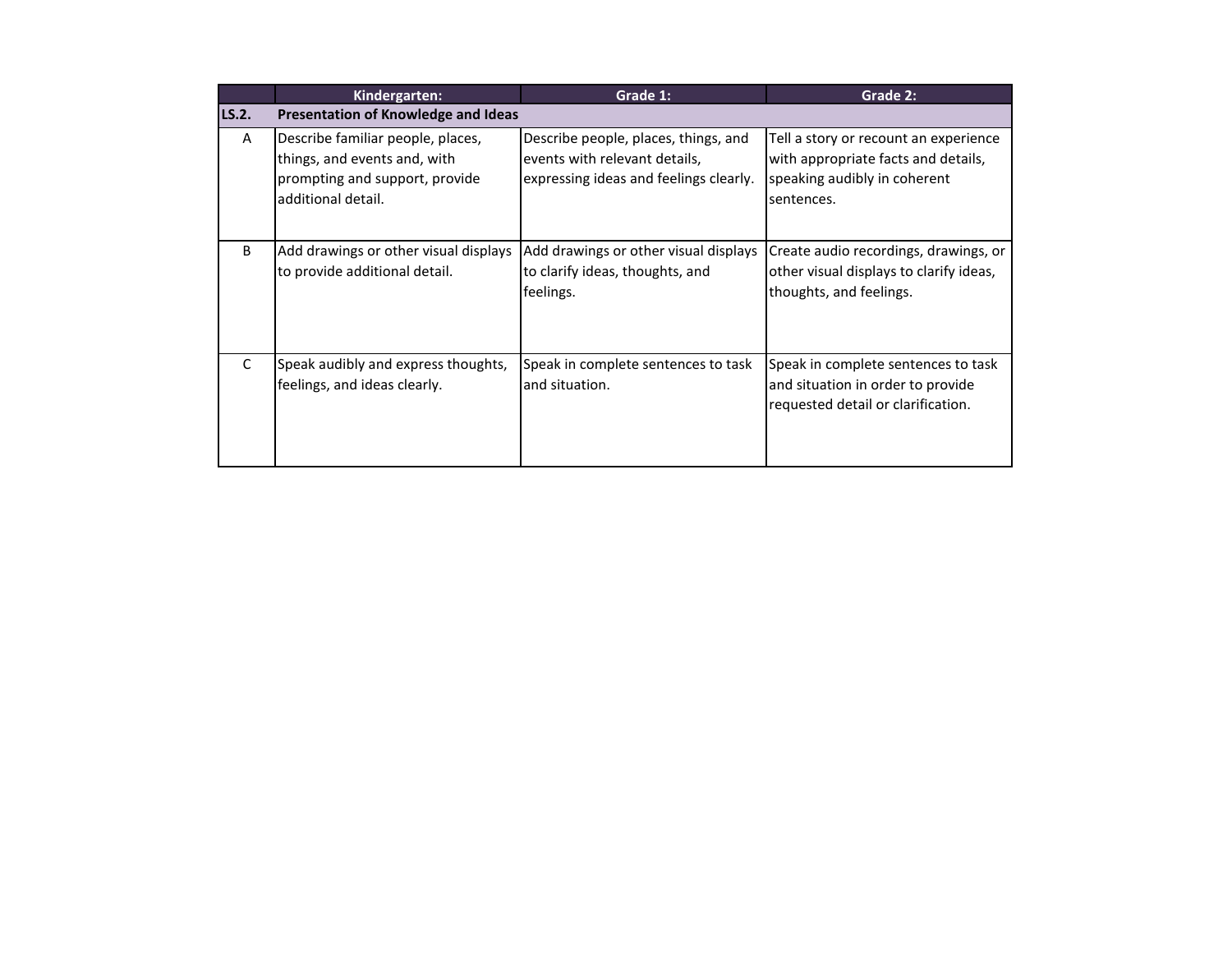| | Kindergarten: | Grade 1: | Grade 2: |
|---|---|---|---|
| **LS.2.** | **Presentation of Knowledge and Ideas** | | |
| A | Describe familiar people, places, things, and events and, with prompting and support, provide additional detail. | Describe people, places, things, and events with relevant details, expressing ideas and feelings clearly. | Tell a story or recount an experience with appropriate facts and details, speaking audibly in coherent sentences. |
| B | Add drawings or other visual displays to provide additional detail. | Add drawings or other visual displays to clarify ideas, thoughts, and feelings. | Create audio recordings, drawings, or other visual displays to clarify ideas, thoughts, and feelings. |
| C | Speak audibly and express thoughts, feelings, and ideas clearly. | Speak in complete sentences to task and situation. | Speak in complete sentences to task and situation in order to provide requested detail or clarification. |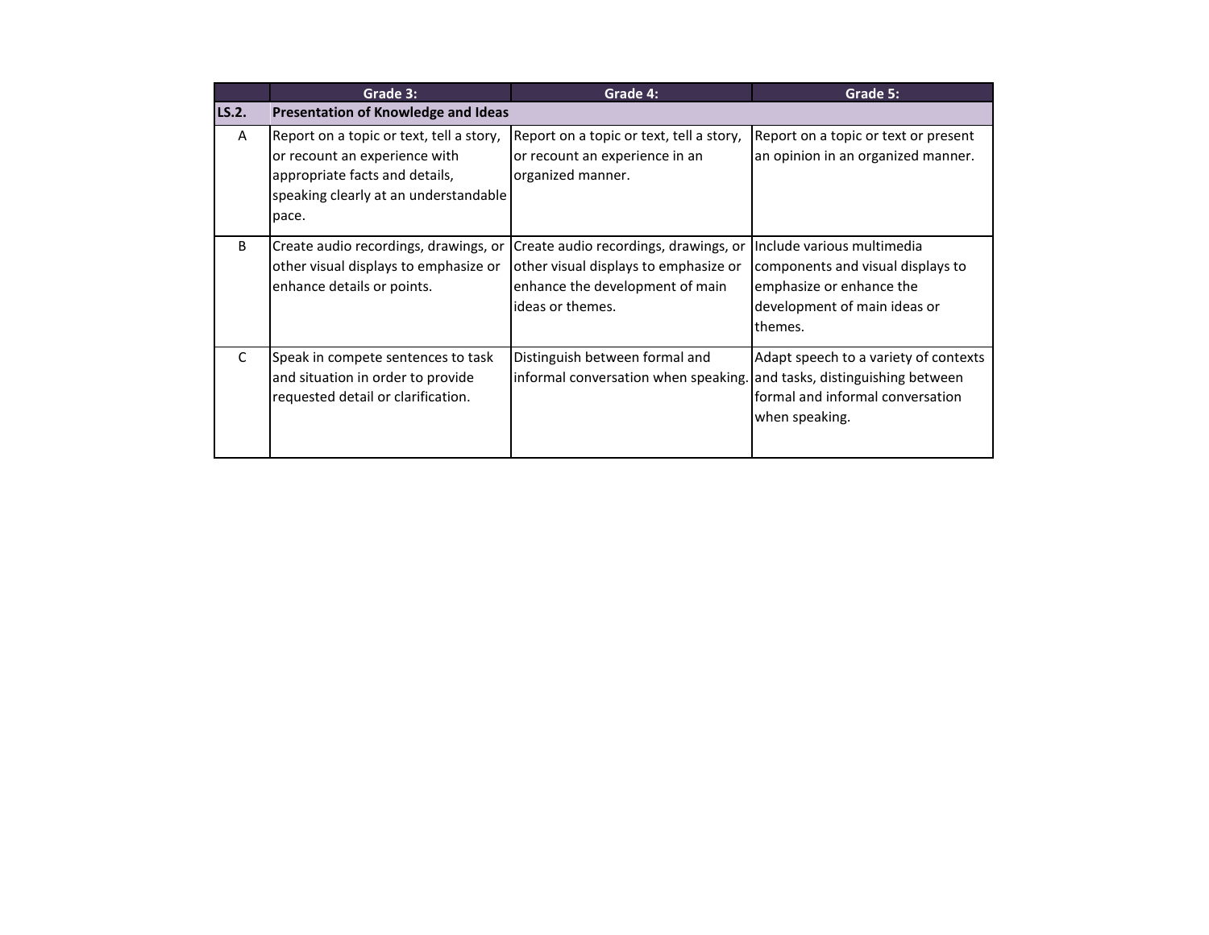| | Grade 3: | Grade 4: | Grade 5: |
|---|---|---|---|
| **LS.2.** | **Presentation of Knowledge and Ideas** | | |
| A | Report on a topic or text, tell a story, or recount an experience with appropriate facts and details, speaking clearly at an understandable pace. | Report on a topic or text, tell a story, or recount an experience in an organized manner. | Report on a topic or text or present an opinion in an organized manner. |
| B | Create audio recordings, drawings, or other visual displays to emphasize or enhance details or points. | Create audio recordings, drawings, or other visual displays to emphasize or enhance the development of main ideas or themes. | Include various multimedia components and visual displays to emphasize or enhance the development of main ideas or themes. |
| C | Speak in compete sentences to task and situation in order to provide requested detail or clarification. | Distinguish between formal and informal conversation when speaking. | Adapt speech to a variety of contexts and tasks, distinguishing between formal and informal conversation when speaking. |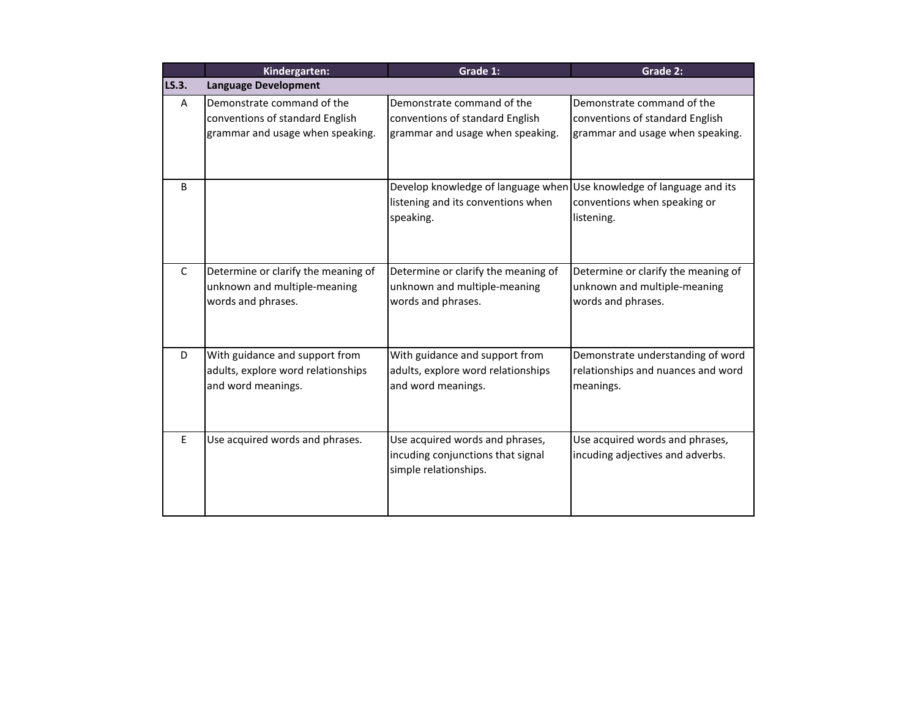| | Kindergarten: | Grade 1: | Grade 2: |
|---|---|---|---|
| **LS.3.** | **Language Development** | | |
| A | Demonstrate command of the conventions of standard English grammar and usage when speaking. | Demonstrate command of the conventions of standard English grammar and usage when speaking. | Demonstrate command of the conventions of standard English grammar and usage when speaking. |
| B | | Develop knowledge of language when listening and its conventions when speaking. | Use knowledge of language and its conventions when speaking or listening. |
| C | Determine or clarify the meaning of unknown and multiple-meaning words and phrases. | Determine or clarify the meaning of unknown and multiple-meaning words and phrases. | Determine or clarify the meaning of unknown and multiple-meaning words and phrases. |
| D | With guidance and support from adults, explore word relationships and word meanings. | With guidance and support from adults, explore word relationships and word meanings. | Demonstrate understanding of word relationships and nuances and word meanings. |
| E | Use acquired words and phrases. | Use acquired words and phrases, incuding conjunctions that signal simple relationships. | Use acquired words and phrases, incuding adjectives and adverbs. |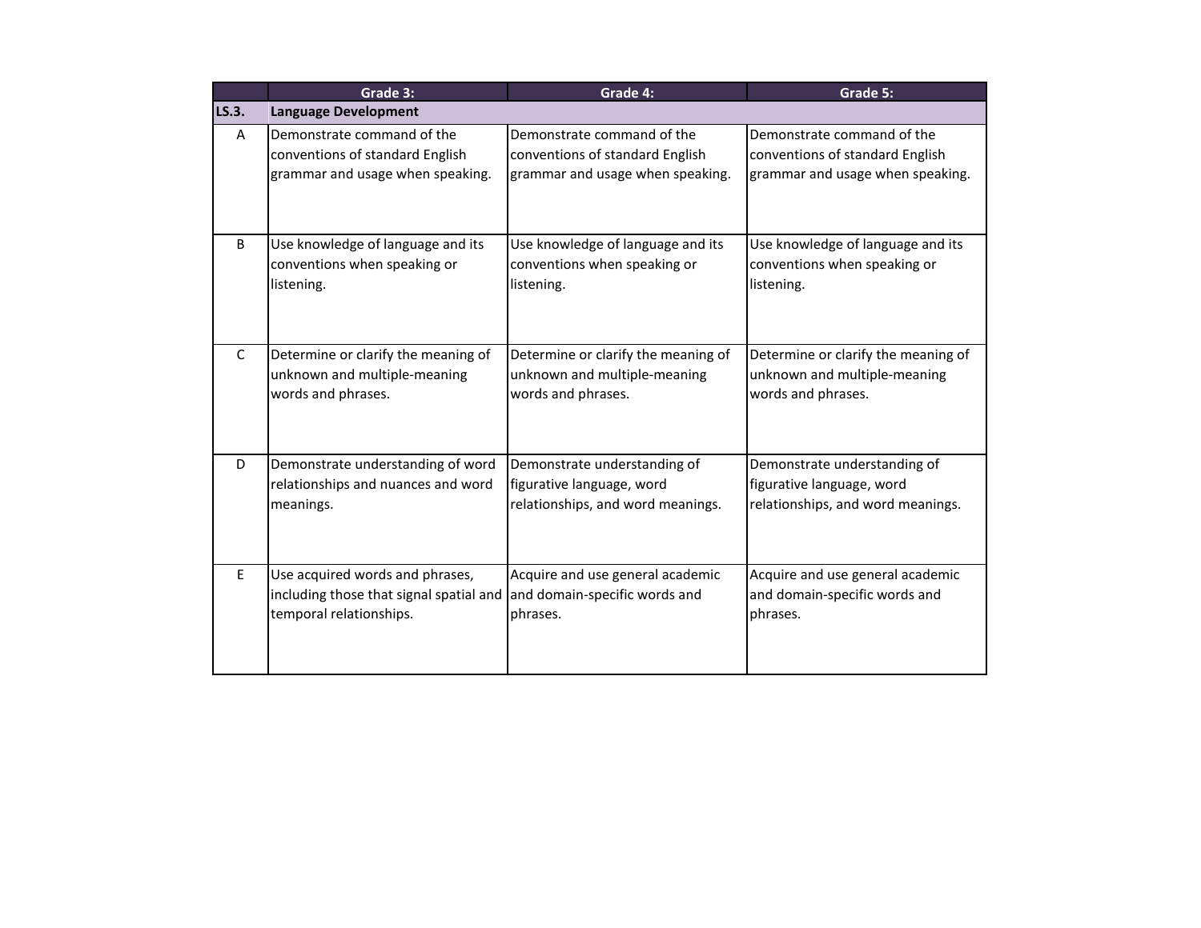| | Grade 3: | Grade 4: | Grade 5: |
|---|---|---|---|
| **LS.3.** | **Language Development** | | |
| A | Demonstrate command of the conventions of standard English grammar and usage when speaking. | Demonstrate command of the conventions of standard English grammar and usage when speaking. | Demonstrate command of the conventions of standard English grammar and usage when speaking. |
| B | Use knowledge of language and its conventions when speaking or listening. | Use knowledge of language and its conventions when speaking or listening. | Use knowledge of language and its conventions when speaking or listening. |
| C | Determine or clarify the meaning of unknown and multiple-meaning words and phrases. | Determine or clarify the meaning of unknown and multiple-meaning words and phrases. | Determine or clarify the meaning of unknown and multiple-meaning words and phrases. |
| D | Demonstrate understanding of word relationships and nuances and word meanings. | Demonstrate understanding of figurative language, word relationships, and word meanings. | Demonstrate understanding of figurative language, word relationships, and word meanings. |
| E | Use acquired words and phrases, including those that signal spatial and temporal relationships. | Acquire and use general academic and domain-specific words and phrases. | Acquire and use general academic and domain-specific words and phrases. |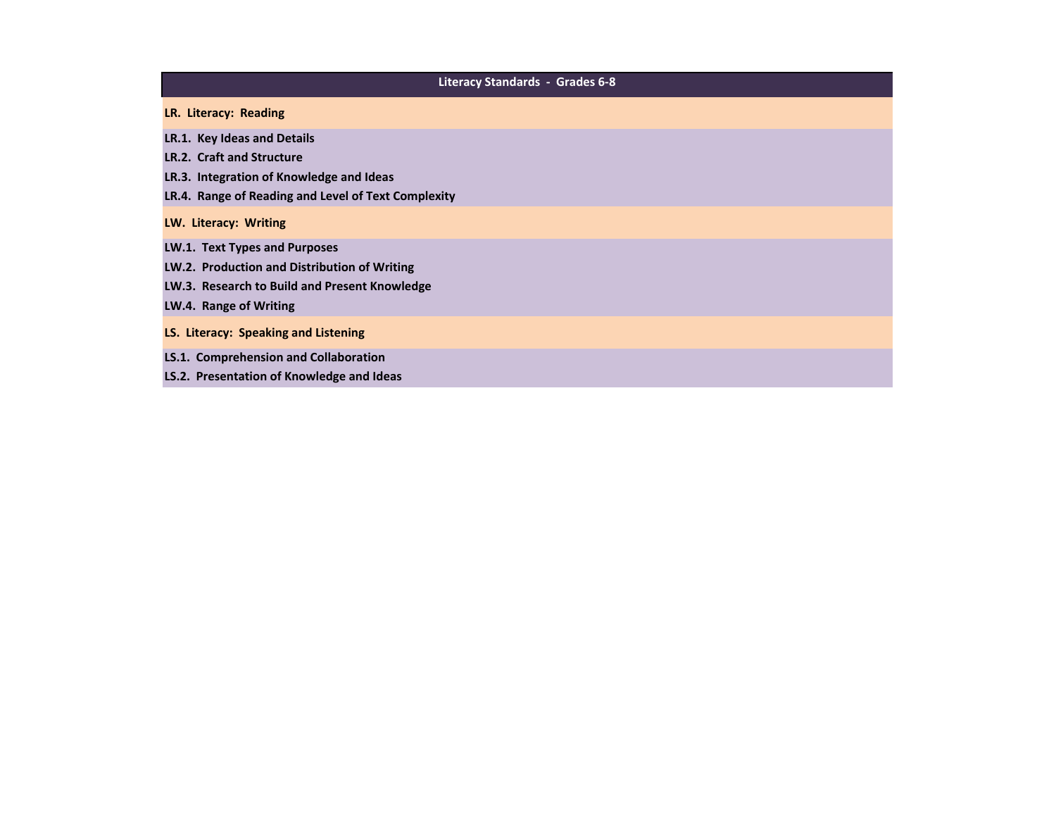# Literacy Standards - Grades 6-8

## LR. Literacy: Reading

**LR.1. Key Ideas and Details**
**LR.2. Craft and Structure**
**LR.3. Integration of Knowledge and Ideas**
**LR.4. Range of Reading and Level of Text Complexity**

## LW. Literacy: Writing

**LW.1. Text Types and Purposes**
**LW.2. Production and Distribution of Writing**
**LW.3. Research to Build and Present Knowledge**
**LW.4. Range of Writing**

## LS. Literacy: Speaking and Listening

**LS.1. Comprehension and Collaboration**
**LS.2. Presentation of Knowledge and Ideas**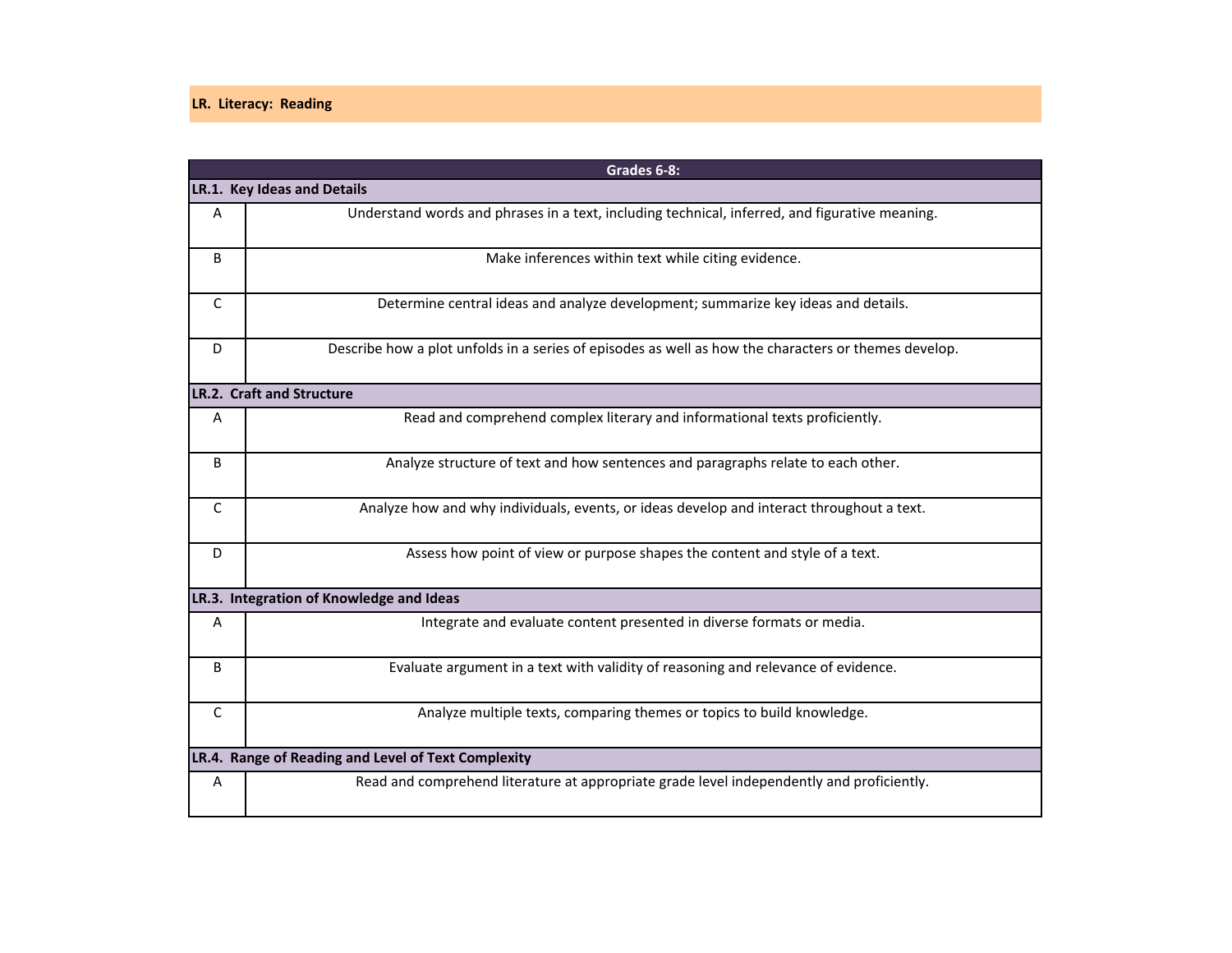## LR. Literacy: Reading

| Grades 6-8: | |
|---|---|
| **LR.1. Key Ideas and Details** | |
| A | Understand words and phrases in a text, including technical, inferred, and figurative meaning. |
| B | Make inferences within text while citing evidence. |
| C | Determine central ideas and analyze development; summarize key ideas and details. |
| D | Describe how a plot unfolds in a series of episodes as well as how the characters or themes develop. |
| **LR.2. Craft and Structure** | |
| A | Read and comprehend complex literary and informational texts proficiently. |
| B | Analyze structure of text and how sentences and paragraphs relate to each other. |
| C | Analyze how and why individuals, events, or ideas develop and interact throughout a text. |
| D | Assess how point of view or purpose shapes the content and style of a text. |
| **LR.3. Integration of Knowledge and Ideas** | |
| A | Integrate and evaluate content presented in diverse formats or media. |
| B | Evaluate argument in a text with validity of reasoning and relevance of evidence. |
| C | Analyze multiple texts, comparing themes or topics to build knowledge. |
| **LR.4. Range of Reading and Level of Text Complexity** | |
| A | Read and comprehend literature at appropriate grade level independently and proficiently. |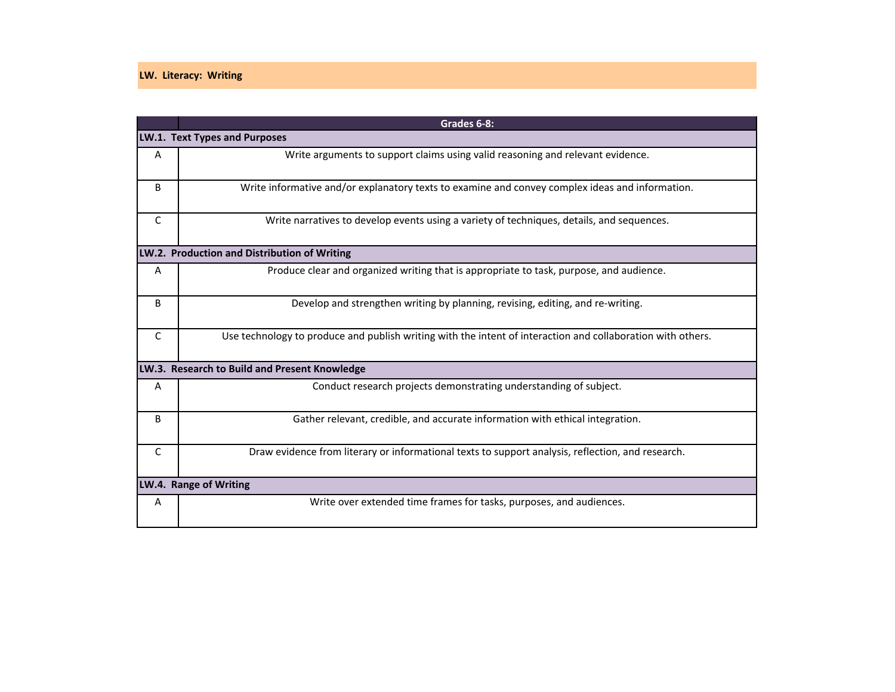# LW. Literacy: Writing

| | Grades 6-8: |
|---|---|
| **LW.1. Text Types and Purposes** | |
| A | Write arguments to support claims using valid reasoning and relevant evidence. |
| B | Write informative and/or explanatory texts to examine and convey complex ideas and information. |
| C | Write narratives to develop events using a variety of techniques, details, and sequences. |
| **LW.2. Production and Distribution of Writing** | |
| A | Produce clear and organized writing that is appropriate to task, purpose, and audience. |
| B | Develop and strengthen writing by planning, revising, editing, and re-writing. |
| C | Use technology to produce and publish writing with the intent of interaction and collaboration with others. |
| **LW.3. Research to Build and Present Knowledge** | |
| A | Conduct research projects demonstrating understanding of subject. |
| B | Gather relevant, credible, and accurate information with ethical integration. |
| C | Draw evidence from literary or informational texts to support analysis, reflection, and research. |
| **LW.4. Range of Writing** | |
| A | Write over extended time frames for tasks, purposes, and audiences. |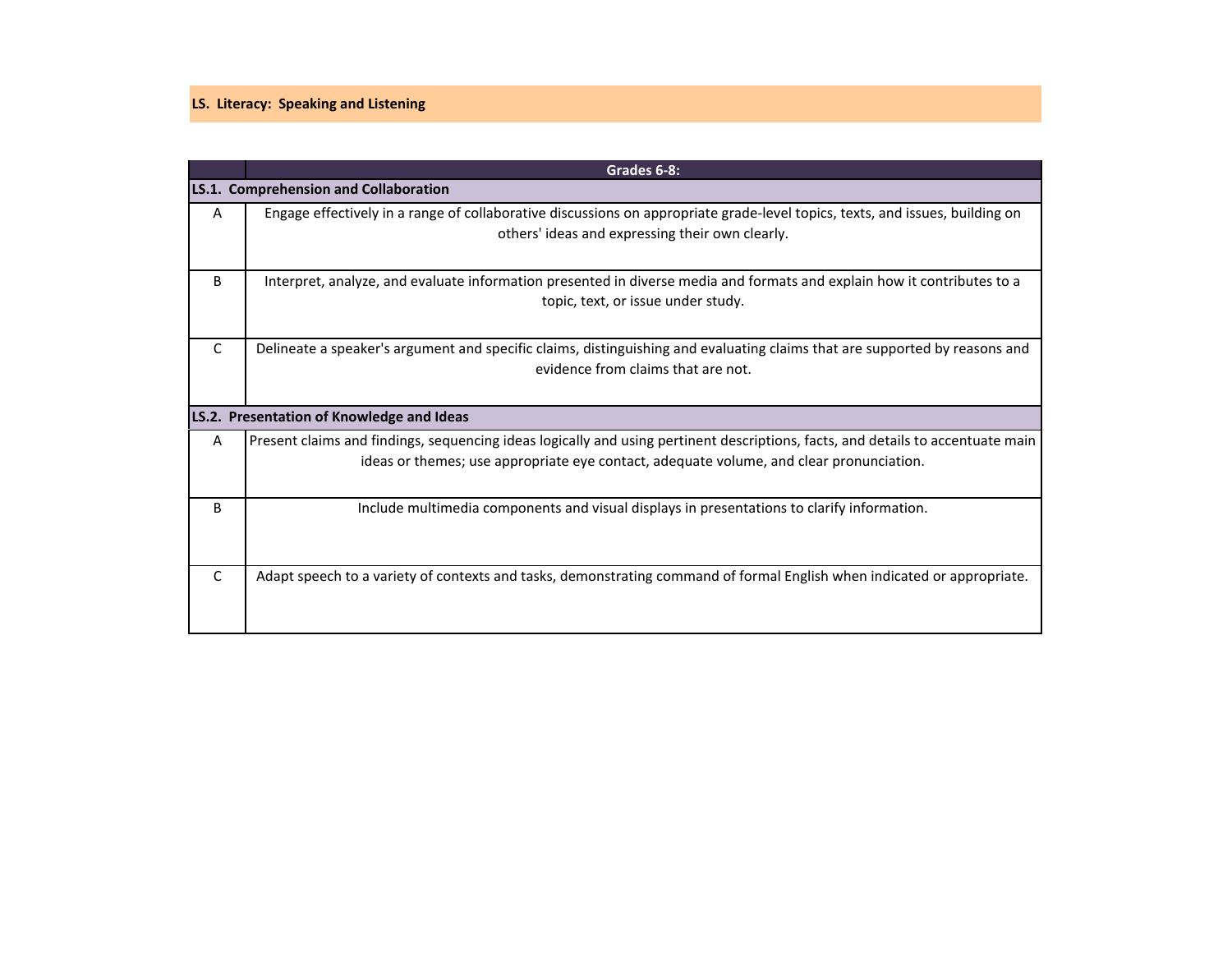**LS. Literacy: Speaking and Listening**

| | Grades 6-8: |
|---|---|
| **LS.1. Comprehension and Collaboration** | |
| A | Engage effectively in a range of collaborative discussions on appropriate grade-level topics, texts, and issues, building on others' ideas and expressing their own clearly. |
| B | Interpret, analyze, and evaluate information presented in diverse media and formats and explain how it contributes to a topic, text, or issue under study. |
| C | Delineate a speaker's argument and specific claims, distinguishing and evaluating claims that are supported by reasons and evidence from claims that are not. |
| **LS.2. Presentation of Knowledge and Ideas** | |
| A | Present claims and findings, sequencing ideas logically and using pertinent descriptions, facts, and details to accentuate main ideas or themes; use appropriate eye contact, adequate volume, and clear pronunciation. |
| B | Include multimedia components and visual displays in presentations to clarify information. |
| C | Adapt speech to a variety of contexts and tasks, demonstrating command of formal English when indicated or appropriate. |